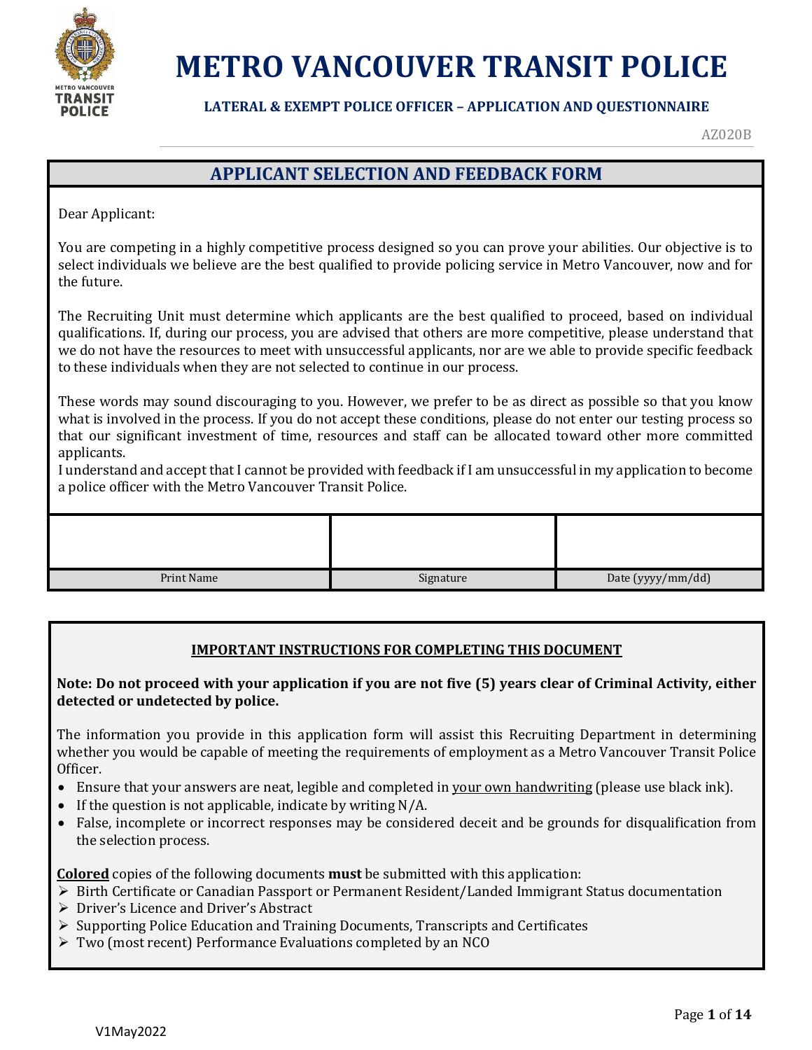# METRO VANCOUVER TRANSIT POLICE

**LATERAL & EXEMPT POLICE OFFICER – APPLICATION AND QUESTIONNAIRE**

AZ020B

## APPLICANT SELECTION AND FEEDBACK FORM

Dear Applicant:

You are competing in a highly competitive process designed so you can prove your abilities. Our objective is to select individuals we believe are the best qualified to provide policing service in Metro Vancouver, now and for the future.

The Recruiting Unit must determine which applicants are the best qualified to proceed, based on individual qualifications. If, during our process, you are advised that others are more competitive, please understand that we do not have the resources to meet with unsuccessful applicants, nor are we able to provide specific feedback to these individuals when they are not selected to continue in our process.

These words may sound discouraging to you. However, we prefer to be as direct as possible so that you know what is involved in the process. If you do not accept these conditions, please do not enter our testing process so that our significant investment of time, resources and staff can be allocated toward other more committed applicants.
I understand and accept that I cannot be provided with feedback if I am unsuccessful in my application to become a police officer with the Metro Vancouver Transit Police.

| | | |
|---|---|---|
| Print Name | Signature | Date (yyyy/mm/dd) |

### IMPORTANT INSTRUCTIONS FOR COMPLETING THIS DOCUMENT

**Note: Do not proceed with your application if you are not five (5) years clear of Criminal Activity, either detected or undetected by police.**

The information you provide in this application form will assist this Recruiting Department in determining whether you would be capable of meeting the requirements of employment as a Metro Vancouver Transit Police Officer.

- Ensure that your answers are neat, legible and completed in your own handwriting (please use black ink).
- If the question is not applicable, indicate by writing N/A.
- False, incomplete or incorrect responses may be considered deceit and be grounds for disqualification from the selection process.

**Colored** copies of the following documents **must** be submitted with this application:

- Birth Certificate or Canadian Passport or Permanent Resident/Landed Immigrant Status documentation
- Driver's Licence and Driver's Abstract
- Supporting Police Education and Training Documents, Transcripts and Certificates
- Two (most recent) Performance Evaluations completed by an NCO

V1May2022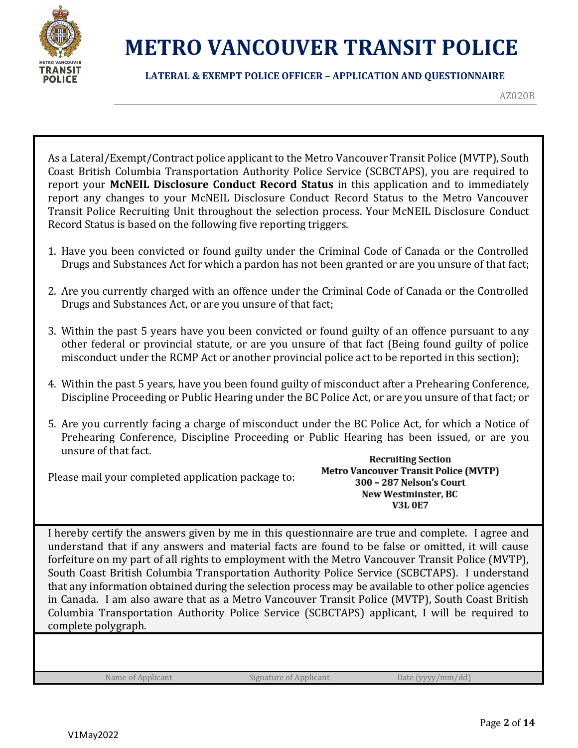# METRO VANCOUVER TRANSIT POLICE

**LATERAL & EXEMPT POLICE OFFICER – APPLICATION AND QUESTIONNAIRE**

AZ020B

As a Lateral/Exempt/Contract police applicant to the Metro Vancouver Transit Police (MVTP), South Coast British Columbia Transportation Authority Police Service (SCBCTAPS), you are required to report your **McNEIL Disclosure Conduct Record Status** in this application and to immediately report any changes to your McNEIL Disclosure Conduct Record Status to the Metro Vancouver Transit Police Recruiting Unit throughout the selection process. Your McNEIL Disclosure Conduct Record Status is based on the following five reporting triggers.

1. Have you been convicted or found guilty under the Criminal Code of Canada or the Controlled Drugs and Substances Act for which a pardon has not been granted or are you unsure of that fact;

2. Are you currently charged with an offence under the Criminal Code of Canada or the Controlled Drugs and Substances Act, or are you unsure of that fact;

3. Within the past 5 years have you been convicted or found guilty of an offence pursuant to any other federal or provincial statute, or are you unsure of that fact (Being found guilty of police misconduct under the RCMP Act or another provincial police act to be reported in this section);

4. Within the past 5 years, have you been found guilty of misconduct after a Prehearing Conference, Discipline Proceeding or Public Hearing under the BC Police Act, or are you unsure of that fact; or

5. Are you currently facing a charge of misconduct under the BC Police Act, for which a Notice of Prehearing Conference, Discipline Proceeding or Public Hearing has been issued, or are you unsure of that fact.

Please mail your completed application package to:

**Recruiting Section**
**Metro Vancouver Transit Police (MVTP)**
**300 – 287 Nelson's Court**
**New Westminster, BC**
**V3L 0E7**

I hereby certify the answers given by me in this questionnaire are true and complete. I agree and understand that if any answers and material facts are found to be false or omitted, it will cause forfeiture on my part of all rights to employment with the Metro Vancouver Transit Police (MVTP), South Coast British Columbia Transportation Authority Police Service (SCBCTAPS). I understand that any information obtained during the selection process may be available to other police agencies in Canada. I am also aware that as a Metro Vancouver Transit Police (MVTP), South Coast British Columbia Transportation Authority Police Service (SCBCTAPS) applicant, I will be required to complete polygraph.

| | | |
|---|---|---|
| Name of Applicant | Signature of Applicant | Date (yyyy/mm/dd) |

V1May2022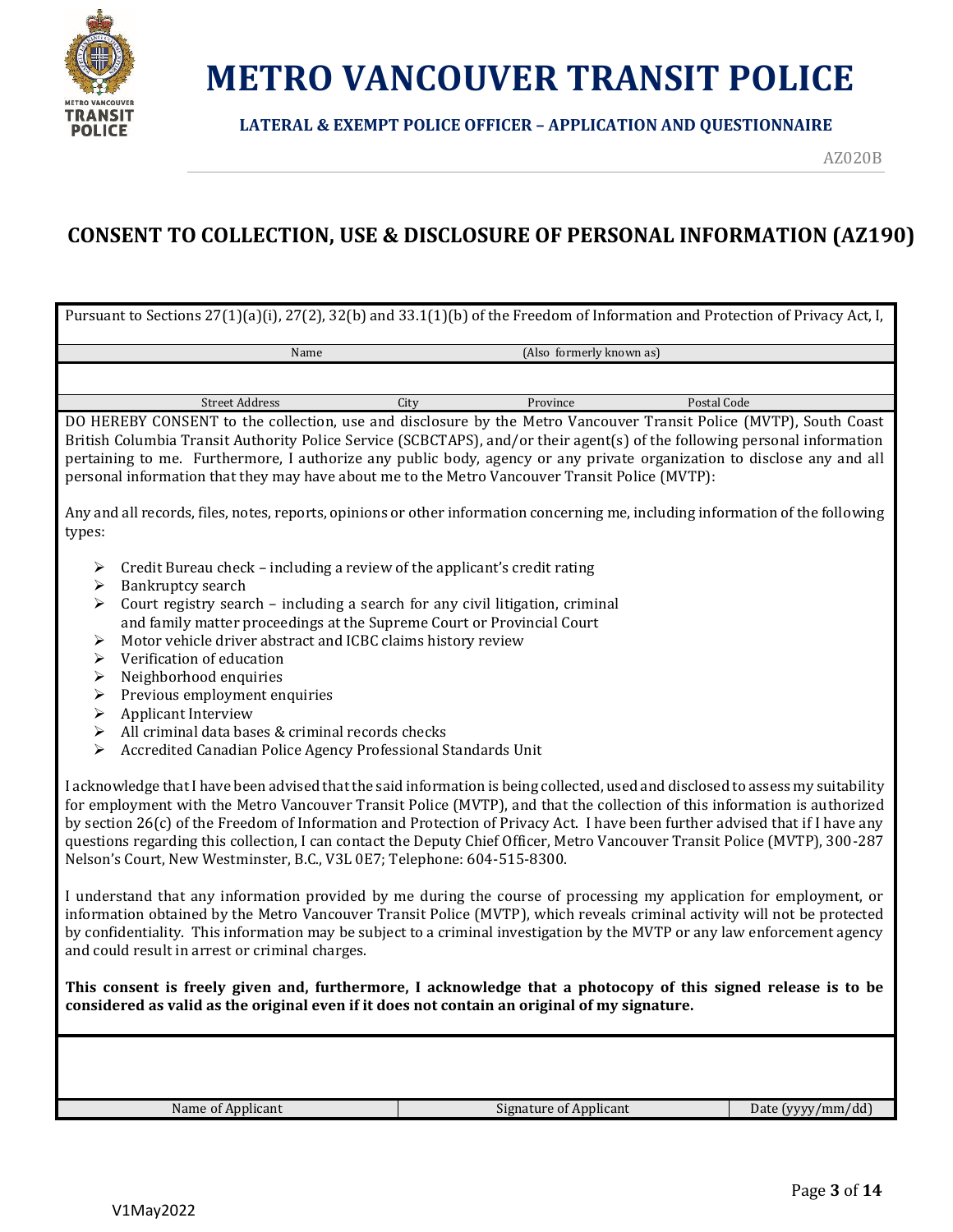# METRO VANCOUVER TRANSIT POLICE

**LATERAL & EXEMPT POLICE OFFICER – APPLICATION AND QUESTIONNAIRE**

AZ020B

## CONSENT TO COLLECTION, USE & DISCLOSURE OF PERSONAL INFORMATION (AZ190)

Pursuant to Sections 27(1)(a)(i), 27(2), 32(b) and 33.1(1)(b) of the Freedom of Information and Protection of Privacy Act, I,

| Name | (Also formerly known as) | | |
|---|---|---|---|
| | | | |
| **Street Address** | **City** | **Province** | **Postal Code** |

DO HEREBY CONSENT to the collection, use and disclosure by the Metro Vancouver Transit Police (MVTP), South Coast British Columbia Transit Authority Police Service (SCBCTAPS), and/or their agent(s) of the following personal information pertaining to me. Furthermore, I authorize any public body, agency or any private organization to disclose any and all personal information that they may have about me to the Metro Vancouver Transit Police (MVTP):

Any and all records, files, notes, reports, opinions or other information concerning me, including information of the following types:

- Credit Bureau check – including a review of the applicant's credit rating
- Bankruptcy search
- Court registry search – including a search for any civil litigation, criminal and family matter proceedings at the Supreme Court or Provincial Court
- Motor vehicle driver abstract and ICBC claims history review
- Verification of education
- Neighborhood enquiries
- Previous employment enquiries
- Applicant Interview
- All criminal data bases & criminal records checks
- Accredited Canadian Police Agency Professional Standards Unit

I acknowledge that I have been advised that the said information is being collected, used and disclosed to assess my suitability for employment with the Metro Vancouver Transit Police (MVTP), and that the collection of this information is authorized by section 26(c) of the Freedom of Information and Protection of Privacy Act. I have been further advised that if I have any questions regarding this collection, I can contact the Deputy Chief Officer, Metro Vancouver Transit Police (MVTP), 300-287 Nelson's Court, New Westminster, B.C., V3L 0E7; Telephone: 604-515-8300.

I understand that any information provided by me during the course of processing my application for employment, or information obtained by the Metro Vancouver Transit Police (MVTP), which reveals criminal activity will not be protected by confidentiality. This information may be subject to a criminal investigation by the MVTP or any law enforcement agency and could result in arrest or criminal charges.

**This consent is freely given and, furthermore, I acknowledge that a photocopy of this signed release is to be considered as valid as the original even if it does not contain an original of my signature.**

| | | |
|---|---|---|
| Name of Applicant | Signature of Applicant | Date (yyyy/mm/dd) |

V1May2022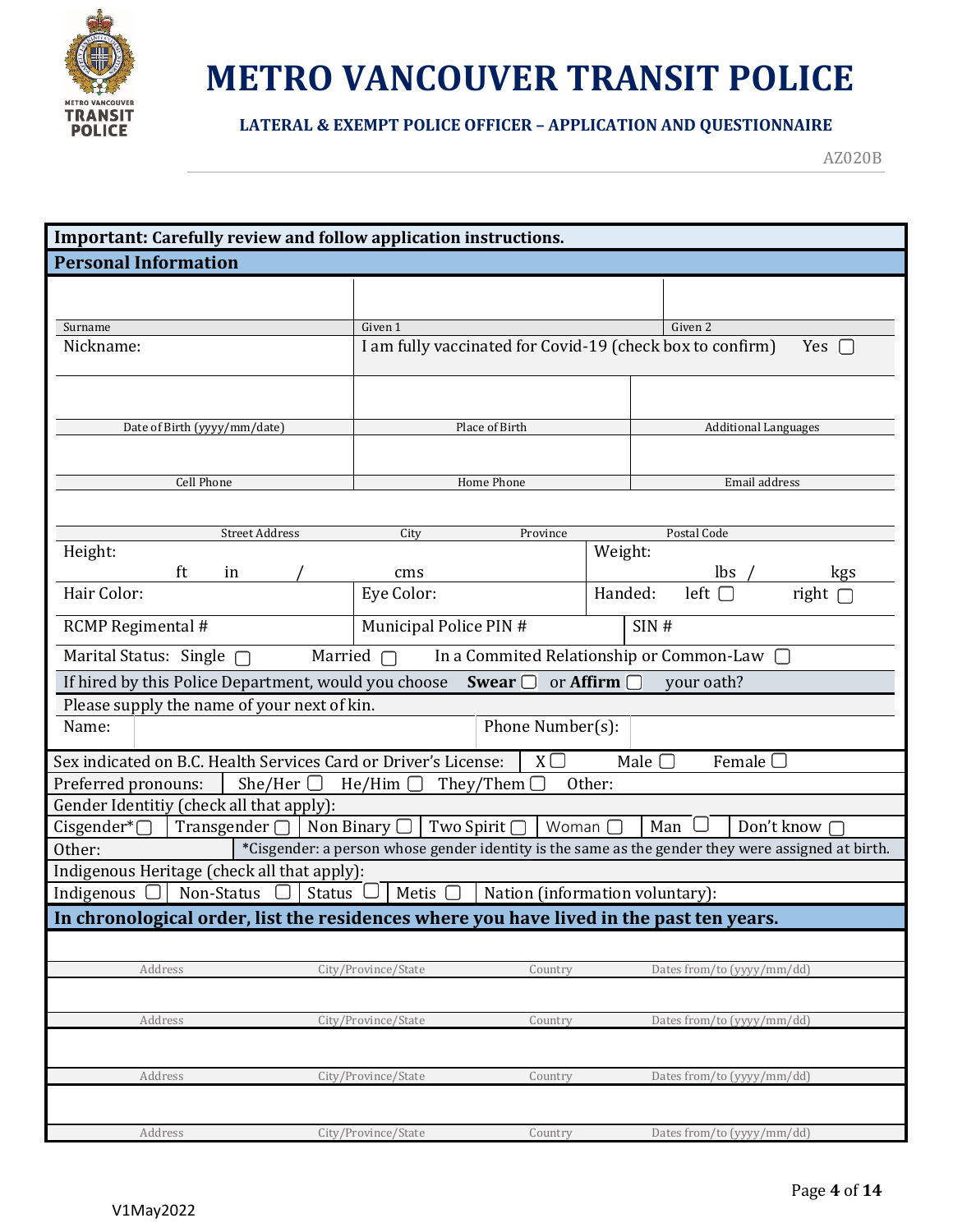# METRO VANCOUVER TRANSIT POLICE

**LATERAL & EXEMPT POLICE OFFICER – APPLICATION AND QUESTIONNAIRE**

AZ020B

**Important: Carefully review and follow application instructions.**

## Personal Information

| | | |
|---|---|---|
| | | |
| Surname | Given 1 | Given 2 |
| Nickname: | I am fully vaccinated for Covid-19 (check box to confirm) Yes ☐ | |
| | | |
| Date of Birth (yyyy/mm/date) | Place of Birth | Additional Languages |
| | | |
| Cell Phone | Home Phone | Email address |

| | | | |
|---|---|---|---|
| | | | |
| Street Address | City | Province | Postal Code |

Height: ft in / cms

Weight: lbs / kgs

Hair Color:

Eye Color:

Handed: left ☐ right ☐

RCMP Regimental #

Municipal Police PIN #

SIN #

Marital Status: Single ☐ Married ☐ In a Commited Relationship or Common-Law ☐

If hired by this Police Department, would you choose **Swear** ☐ or **Affirm** ☐ your oath?

Please supply the name of your next of kin.

Name: Phone Number(s):

Sex indicated on B.C. Health Services Card or Driver's License: X ☐ Male ☐ Female ☐

Preferred pronouns: She/Her ☐ He/Him ☐ They/Them ☐ Other:

Gender Identitiy (check all that apply):

Cisgender* ☐ Transgender ☐ Non Binary ☐ Two Spirit ☐ Woman ☐ Man ☐ Don't know ☐

Other:

*Cisgender: a person whose gender identity is the same as the gender they were assigned at birth.

Indigenous Heritage (check all that apply):

Indigenous ☐ Non-Status ☐ Status ☐ Metis ☐ Nation (information voluntary):

## In chronological order, list the residences where you have lived in the past ten years.

| Address | City/Province/State | Country | Dates from/to (yyyy/mm/dd) |
|---|---|---|---|
| | | | |
| | | | |
| | | | |
| | | | |

V1May2022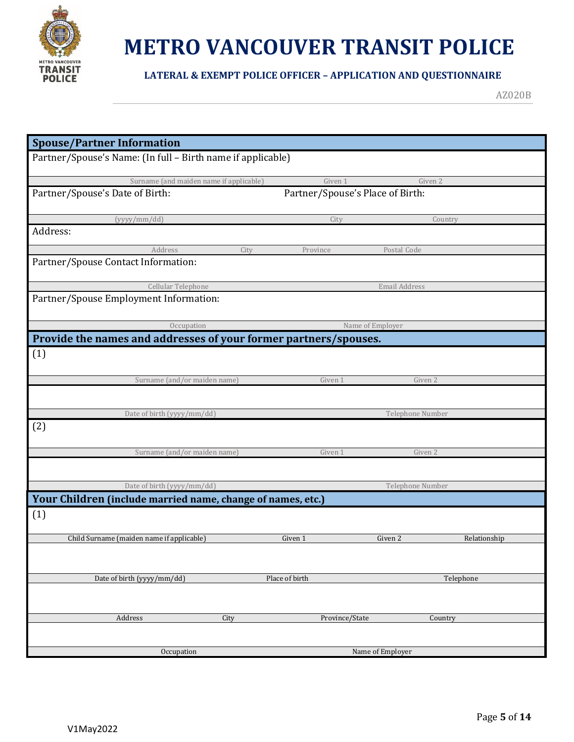# METRO VANCOUVER TRANSIT POLICE

**LATERAL & EXEMPT POLICE OFFICER – APPLICATION AND QUESTIONNAIRE**

AZ020B

## Spouse/Partner Information

Partner/Spouse's Name: (In full – Birth name if applicable)

| Surname (and maiden name if applicable) | Given 1 | Given 2 |
|---|---|---|
| | | |

Partner/Spouse's Date of Birth: | Partner/Spouse's Place of Birth:

| (yyyy/mm/dd) | City | Country |
|---|---|---|
| | | |

Address:

| Address | City | Province | Postal Code |
|---|---|---|---|
| | | | |

Partner/Spouse Contact Information:

| Cellular Telephone | Email Address |
|---|---|
| | |

Partner/Spouse Employment Information:

| Occupation | Name of Employer |
|---|---|
| | |

## Provide the names and addresses of your former partners/spouses.

(1)

| Surname (and/or maiden name) | Given 1 | Given 2 |
|---|---|---|
| | | |

| Date of birth (yyyy/mm/dd) | Telephone Number |
|---|---|
| | |

(2)

| Surname (and/or maiden name) | Given 1 | Given 2 |
|---|---|---|
| | | |

| Date of birth (yyyy/mm/dd) | Telephone Number |
|---|---|
| | |

## Your Children (include married name, change of names, etc.)

(1)

| Child Surname (maiden name if applicable) | Given 1 | Given 2 | Relationship |
|---|---|---|---|
| | | | |

| Date of birth (yyyy/mm/dd) | Place of birth | Telephone |
|---|---|---|
| | | |

| Address | City | Province/State | Country |
|---|---|---|---|
| | | | |

| Occupation | Name of Employer |
|---|---|
| | |

V1May2022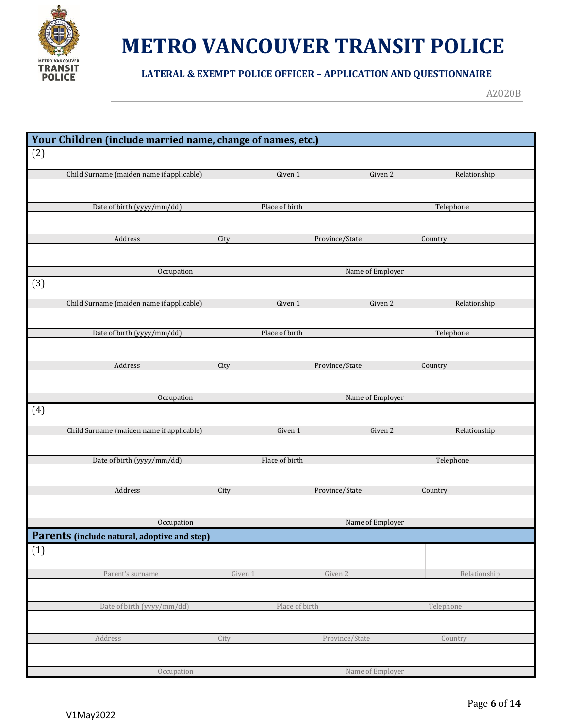## Your Children (include married name, change of names, etc.)

(2)

| Child Surname (maiden name if applicable) | Given 1 | Given 2 | Relationship |
|---|---|---|---|

| Date of birth (yyyy/mm/dd) | Place of birth | Telephone |
|---|---|---|

| Address | City | Province/State | Country |
|---|---|---|---|

| Occupation | Name of Employer |
|---|---|

(3)

| Child Surname (maiden name if applicable) | Given 1 | Given 2 | Relationship |
|---|---|---|---|

| Date of birth (yyyy/mm/dd) | Place of birth | Telephone |
|---|---|---|

| Address | City | Province/State | Country |
|---|---|---|---|

| Occupation | Name of Employer |
|---|---|

(4)

| Child Surname (maiden name if applicable) | Given 1 | Given 2 | Relationship |
|---|---|---|---|

| Date of birth (yyyy/mm/dd) | Place of birth | Telephone |
|---|---|---|

| Address | City | Province/State | Country |
|---|---|---|---|

| Occupation | Name of Employer |
|---|---|

## Parents (include natural, adoptive and step)

(1)

| Parent's surname | Given 1 | Given 2 | Relationship |
|---|---|---|---|

| Date of birth (yyyy/mm/dd) | Place of birth | Telephone |
|---|---|---|

| Address | City | Province/State | Country |
|---|---|---|---|

| Occupation | Name of Employer |
|---|---|

V1May2022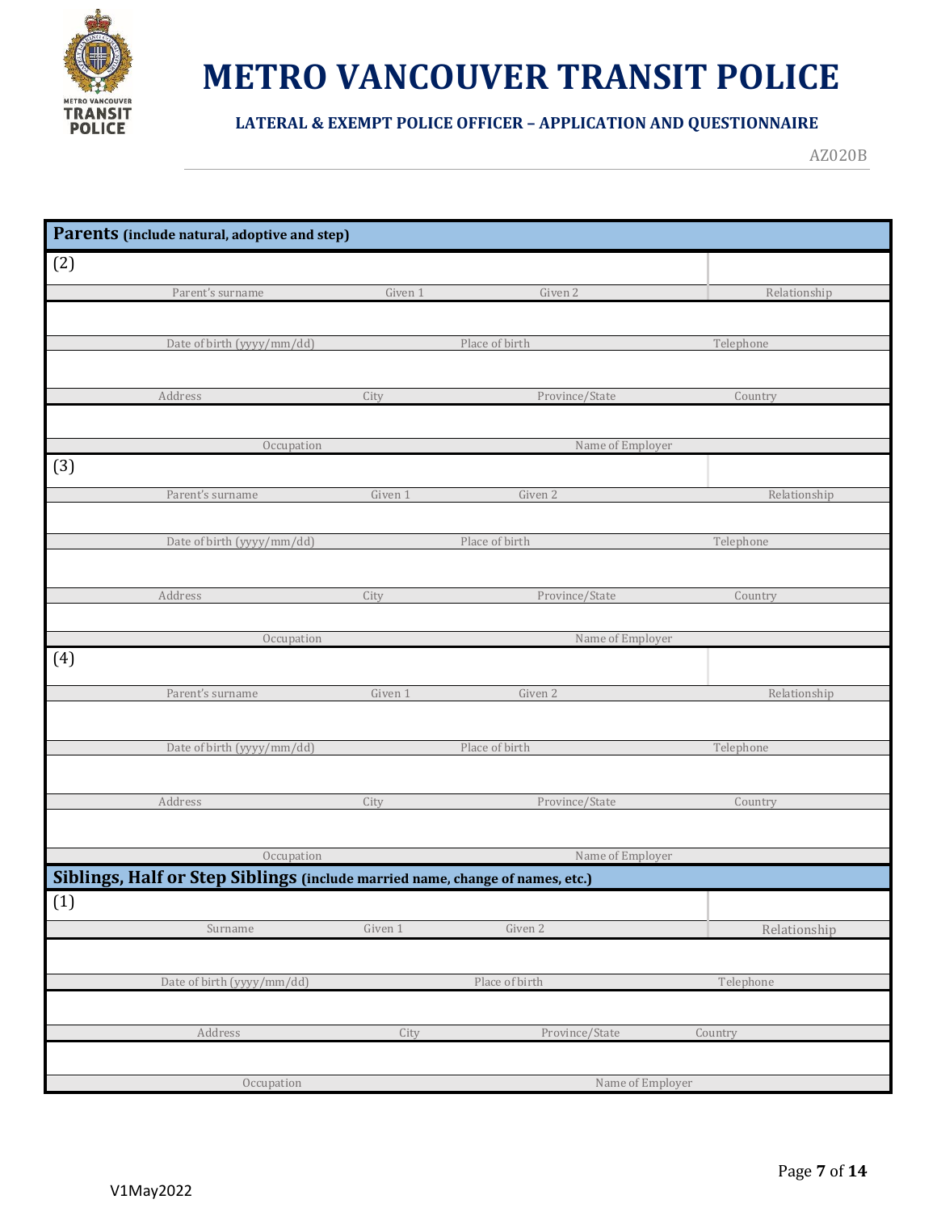# METRO VANCOUVER TRANSIT POLICE

**LATERAL & EXEMPT POLICE OFFICER – APPLICATION AND QUESTIONNAIRE**

AZ020B

## Parents (include natural, adoptive and step)

(2)

| Parent's surname | Given 1 | Given 2 | Relationship |
|---|---|---|---|
| | | | |

| Date of birth (yyyy/mm/dd) | Place of birth | Telephone |
|---|---|---|
| | | |

| Address | City | Province/State | Country |
|---|---|---|---|
| | | | |

| Occupation | Name of Employer |
|---|---|
| | |

(3)

| Parent's surname | Given 1 | Given 2 | Relationship |
|---|---|---|---|
| | | | |

| Date of birth (yyyy/mm/dd) | Place of birth | Telephone |
|---|---|---|
| | | |

| Address | City | Province/State | Country |
|---|---|---|---|
| | | | |

| Occupation | Name of Employer |
|---|---|
| | |

(4)

| Parent's surname | Given 1 | Given 2 | Relationship |
|---|---|---|---|
| | | | |

| Date of birth (yyyy/mm/dd) | Place of birth | Telephone |
|---|---|---|
| | | |

| Address | City | Province/State | Country |
|---|---|---|---|
| | | | |

| Occupation | Name of Employer |
|---|---|
| | |

## Siblings, Half or Step Siblings (include married name, change of names, etc.)

(1)

| Surname | Given 1 | Given 2 | Relationship |
|---|---|---|---|
| | | | |

| Date of birth (yyyy/mm/dd) | Place of birth | Telephone |
|---|---|---|
| | | |

| Address | City | Province/State | Country |
|---|---|---|---|
| | | | |

| Occupation | Name of Employer |
|---|---|
| | |

V1May2022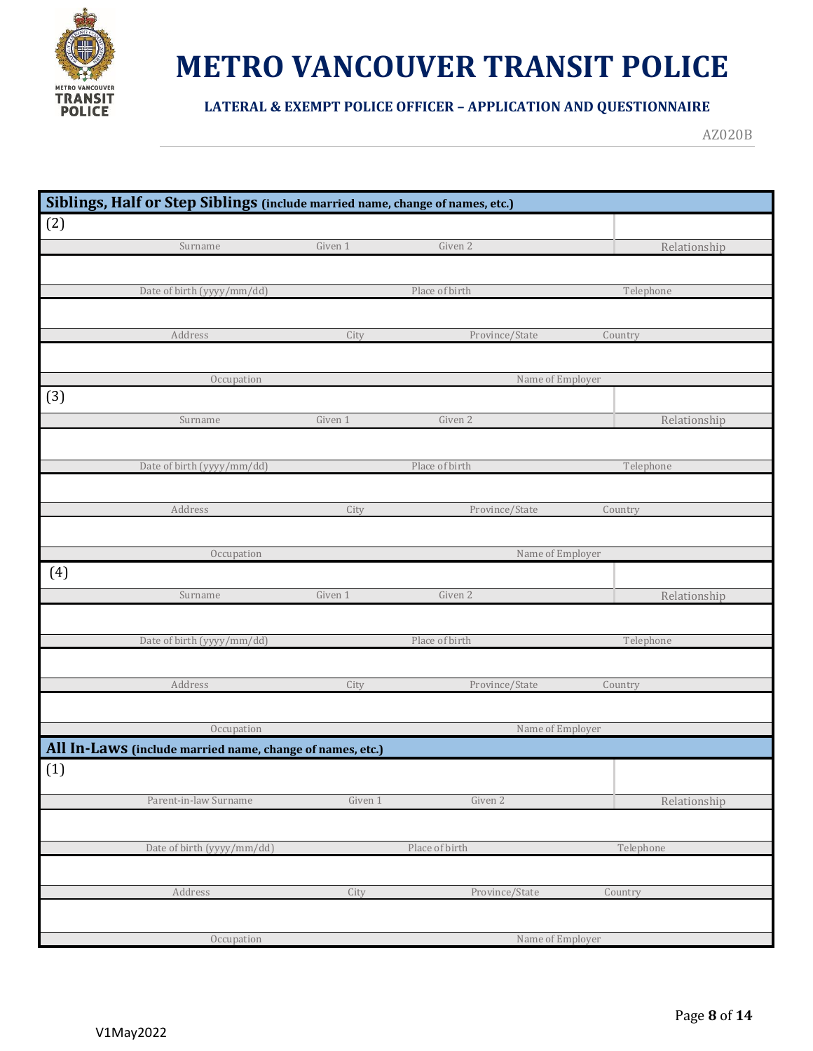## Siblings, Half or Step Siblings (include married name, change of names, etc.)

(2)

| Surname | Given 1 | Given 2 | Relationship |
|---|---|---|---|
| | | | |

| Date of birth (yyyy/mm/dd) | Place of birth | Telephone |
|---|---|---|
| | | |

| Address | City | Province/State | Country |
|---|---|---|---|
| | | | |

| Occupation | Name of Employer |
|---|---|
| | |

(3)

| Surname | Given 1 | Given 2 | Relationship |
|---|---|---|---|
| | | | |

| Date of birth (yyyy/mm/dd) | Place of birth | Telephone |
|---|---|---|
| | | |

| Address | City | Province/State | Country |
|---|---|---|---|
| | | | |

| Occupation | Name of Employer |
|---|---|
| | |

(4)

| Surname | Given 1 | Given 2 | Relationship |
|---|---|---|---|
| | | | |

| Date of birth (yyyy/mm/dd) | Place of birth | Telephone |
|---|---|---|
| | | |

| Address | City | Province/State | Country |
|---|---|---|---|
| | | | |

| Occupation | Name of Employer |
|---|---|
| | |

## All In-Laws (include married name, change of names, etc.)

(1)

| Parent-in-law Surname | Given 1 | Given 2 | Relationship |
|---|---|---|---|
| | | | |

| Date of birth (yyyy/mm/dd) | Place of birth | Telephone |
|---|---|---|
| | | |

| Address | City | Province/State | Country |
|---|---|---|---|
| | | | |

| Occupation | Name of Employer |
|---|---|
| | |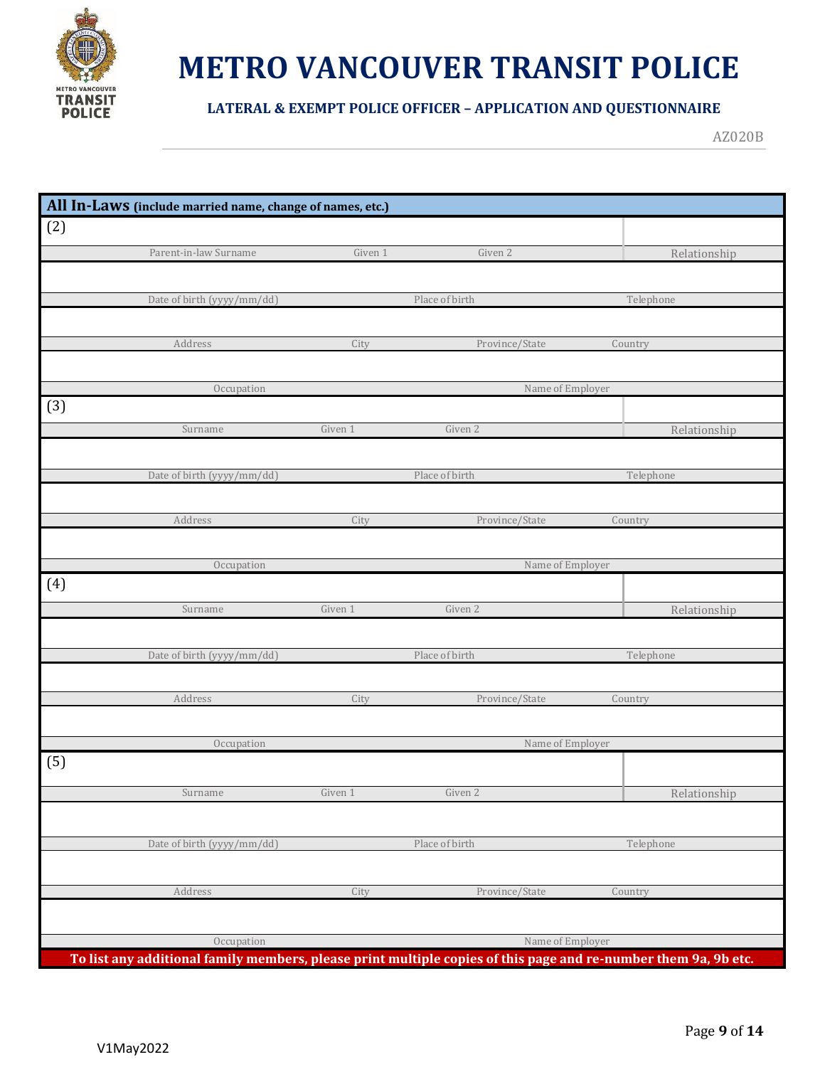# METRO VANCOUVER TRANSIT POLICE

**LATERAL & EXEMPT POLICE OFFICER – APPLICATION AND QUESTIONNAIRE**

AZ020B

## All In-Laws (include married name, change of names, etc.)

**(2)**

| Parent-in-law Surname | Given 1 | Given 2 | Relationship |
|---|---|---|---|
| | | | |

| Date of birth (yyyy/mm/dd) | Place of birth | Telephone |
|---|---|---|
| | | |

| Address | City | Province/State | Country |
|---|---|---|---|
| | | | |

| Occupation | Name of Employer |
|---|---|
| | |

**(3)**

| Surname | Given 1 | Given 2 | Relationship |
|---|---|---|---|
| | | | |

| Date of birth (yyyy/mm/dd) | Place of birth | Telephone |
|---|---|---|
| | | |

| Address | City | Province/State | Country |
|---|---|---|---|
| | | | |

| Occupation | Name of Employer |
|---|---|
| | |

**(4)**

| Surname | Given 1 | Given 2 | Relationship |
|---|---|---|---|
| | | | |

| Date of birth (yyyy/mm/dd) | Place of birth | Telephone |
|---|---|---|
| | | |

| Address | City | Province/State | Country |
|---|---|---|---|
| | | | |

| Occupation | Name of Employer |
|---|---|
| | |

**(5)**

| Surname | Given 1 | Given 2 | Relationship |
|---|---|---|---|
| | | | |

| Date of birth (yyyy/mm/dd) | Place of birth | Telephone |
|---|---|---|
| | | |

| Address | City | Province/State | Country |
|---|---|---|---|
| | | | |

| Occupation | Name of Employer |
|---|---|
| | |

**To list any additional family members, please print multiple copies of this page and re-number them 9a, 9b etc.**

V1May2022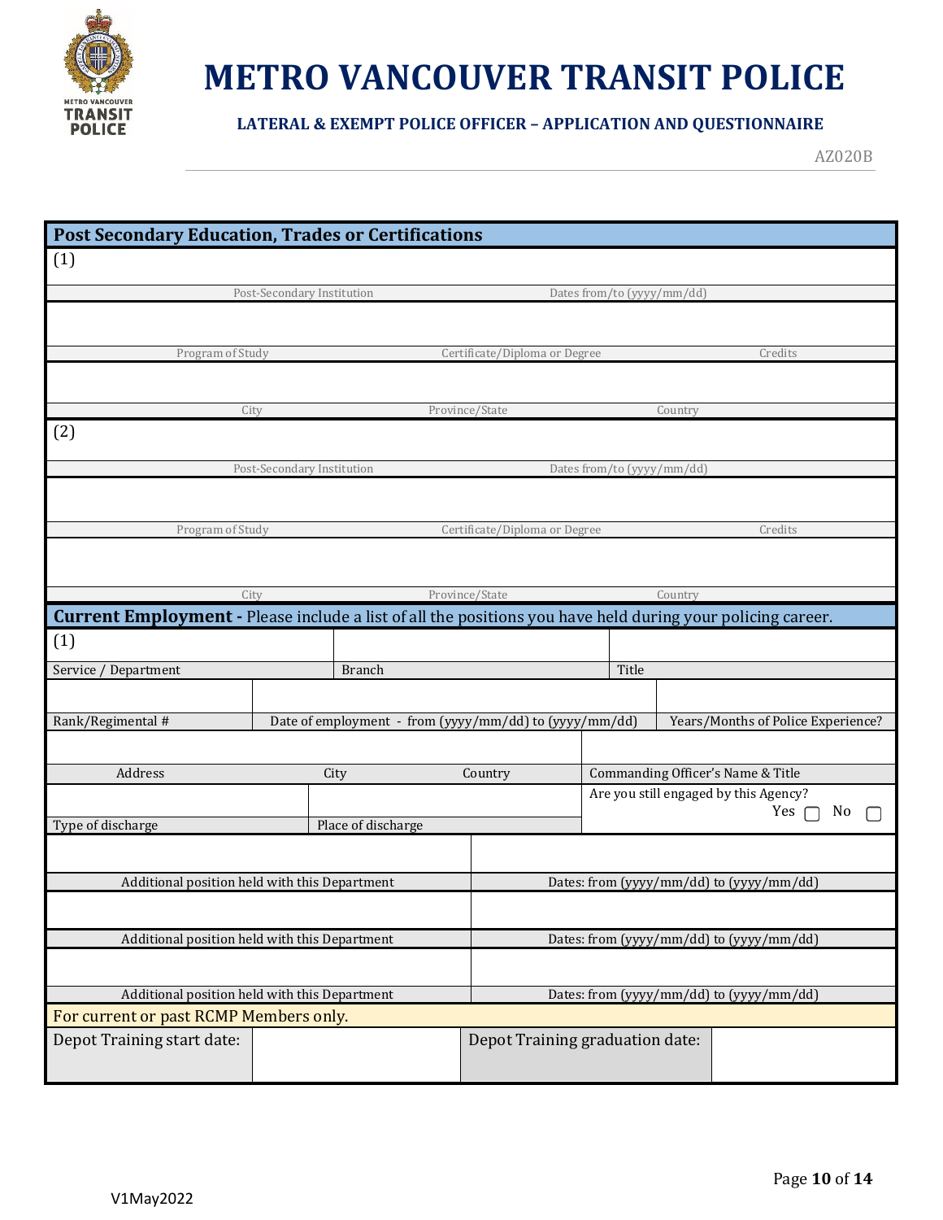# METRO VANCOUVER TRANSIT POLICE

**LATERAL & EXEMPT POLICE OFFICER – APPLICATION AND QUESTIONNAIRE**

AZ020B

## Post Secondary Education, Trades or Certifications

(1)

| Post-Secondary Institution | Dates from/to (yyyy/mm/dd) | |
|---|---|---|
| | | |
| **Program of Study** | **Certificate/Diploma or Degree** | **Credits** |
| | | |
| **City** | **Province/State** | **Country** |

(2)

| Post-Secondary Institution | Dates from/to (yyyy/mm/dd) | |
|---|---|---|
| | | |
| **Program of Study** | **Certificate/Diploma or Degree** | **Credits** |
| | | |
| **City** | **Province/State** | **Country** |

## Current Employment - Please include a list of all the positions you have held during your policing career.

(1)

| Service / Department | Branch | Title |
|---|---|---|
| | | |
| **Rank/Regimental #** | **Date of employment - from (yyyy/mm/dd) to (yyyy/mm/dd)** | **Years/Months of Police Experience?** |
| | | |

| Address | City | Country | Commanding Officer's Name & Title |
|---|---|---|---|
| | | | |

| Type of discharge | Place of discharge | Are you still engaged by this Agency? Yes ☐ No ☐ |
|---|---|---|
| | | |

| Additional position held with this Department | Dates: from (yyyy/mm/dd) to (yyyy/mm/dd) |
|---|---|
| | |
| **Additional position held with this Department** | **Dates: from (yyyy/mm/dd) to (yyyy/mm/dd)** |
| | |
| **Additional position held with this Department** | **Dates: from (yyyy/mm/dd) to (yyyy/mm/dd)** |

For current or past RCMP Members only.

| Depot Training start date: | | Depot Training graduation date: | |
|---|---|---|---|

V1May2022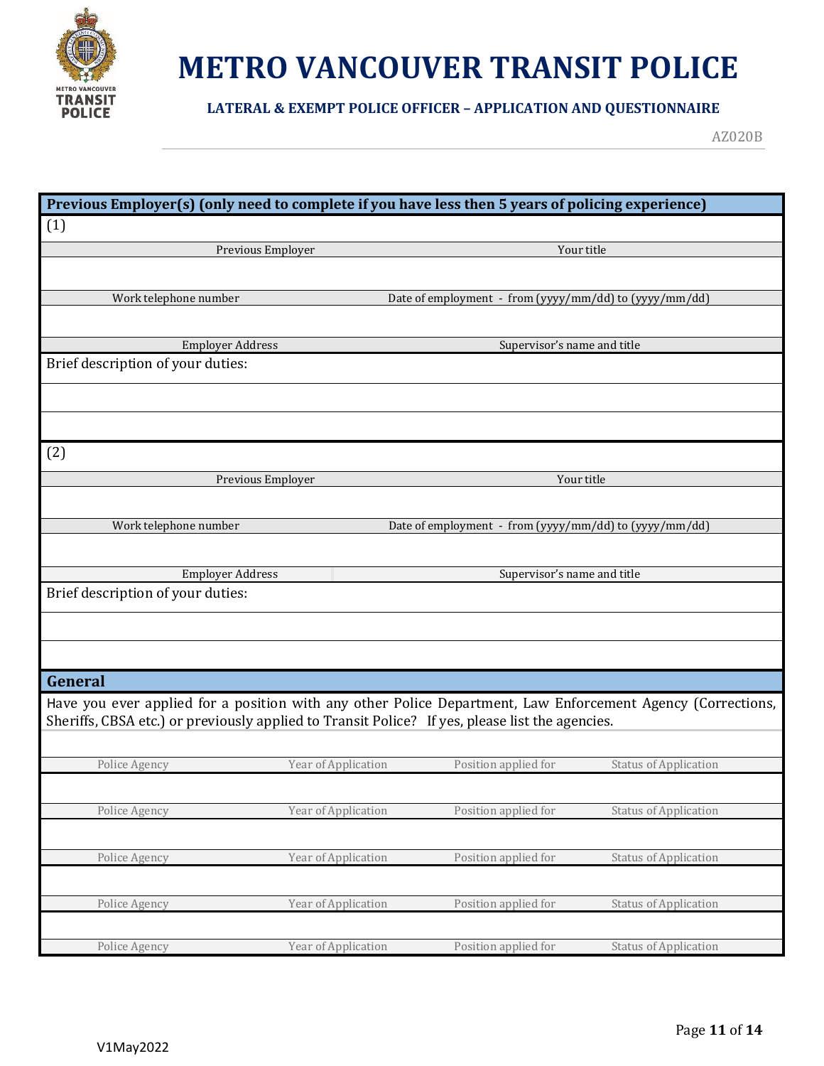# METRO VANCOUVER TRANSIT POLICE

### LATERAL & EXEMPT POLICE OFFICER – APPLICATION AND QUESTIONNAIRE

AZ020B

## Previous Employer(s) (only need to complete if you have less then 5 years of policing experience)

(1)

| Previous Employer | Your title |
|---|---|
| | |

| Work telephone number | Date of employment - from (yyyy/mm/dd) to (yyyy/mm/dd) |
|---|---|
| | |

| Employer Address | Supervisor's name and title |
|---|---|
| | |

Brief description of your duties:

(2)

| Previous Employer | Your title |
|---|---|
| | |

| Work telephone number | Date of employment - from (yyyy/mm/dd) to (yyyy/mm/dd) |
|---|---|
| | |

| Employer Address | Supervisor's name and title |
|---|---|
| | |

Brief description of your duties:

## General

Have you ever applied for a position with any other Police Department, Law Enforcement Agency (Corrections, Sheriffs, CBSA etc.) or previously applied to Transit Police? If yes, please list the agencies.

| Police Agency | Year of Application | Position applied for | Status of Application |
|---|---|---|---|
| | | | |
| | | | |
| | | | |
| | | | |
| | | | |

V1May2022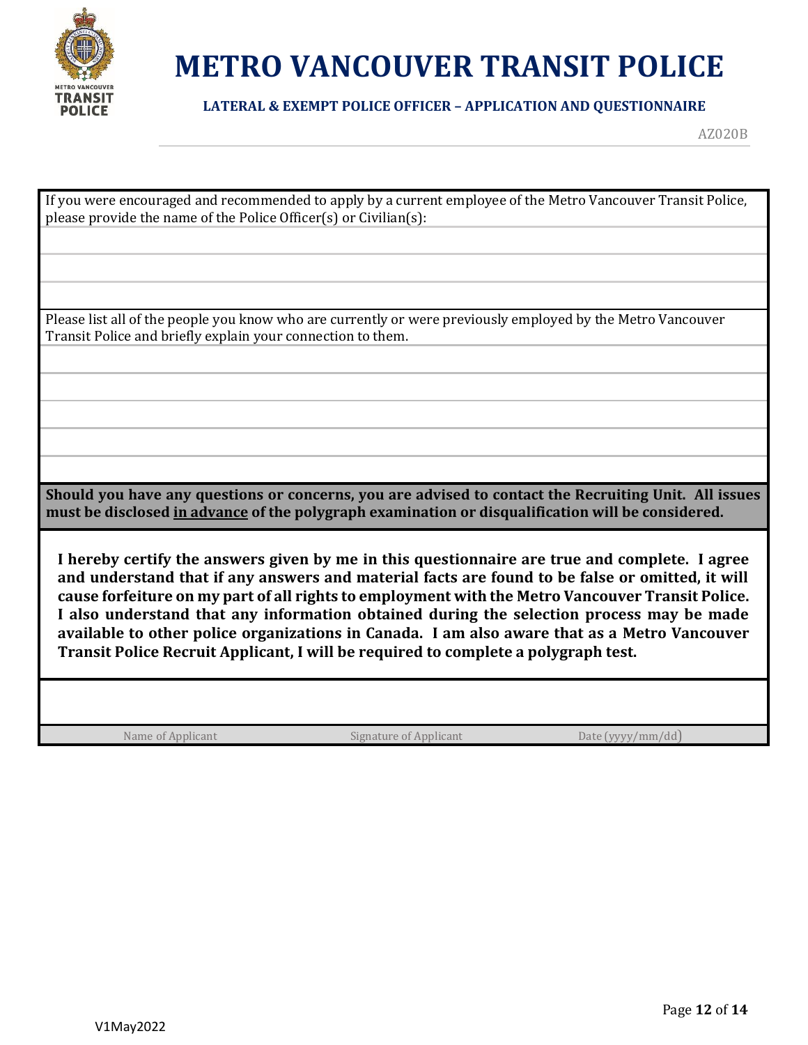If you were encouraged and recommended to apply by a current employee of the Metro Vancouver Transit Police, please provide the name of the Police Officer(s) or Civilian(s):

Please list all of the people you know who are currently or were previously employed by the Metro Vancouver Transit Police and briefly explain your connection to them.

**Should you have any questions or concerns, you are advised to contact the Recruiting Unit. All issues must be disclosed <u>in advance</u> of the polygraph examination or disqualification will be considered.**

**I hereby certify the answers given by me in this questionnaire are true and complete. I agree and understand that if any answers and material facts are found to be false or omitted, it will cause forfeiture on my part of all rights to employment with the Metro Vancouver Transit Police. I also understand that any information obtained during the selection process may be made available to other police organizations in Canada. I am also aware that as a Metro Vancouver Transit Police Recruit Applicant, I will be required to complete a polygraph test.**

| Name of Applicant | Signature of Applicant | Date (yyyy/mm/dd) |
|---|---|---|
| | | |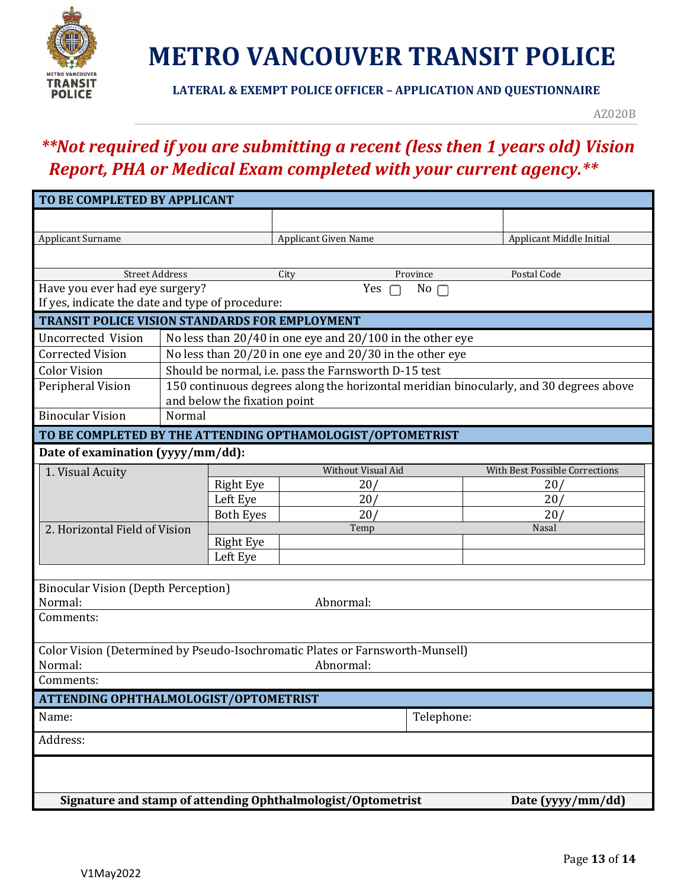# METRO VANCOUVER TRANSIT POLICE

**LATERAL & EXEMPT POLICE OFFICER – APPLICATION AND QUESTIONNAIRE**

AZ020B

## ***\*\*Not required if you are submitting a recent (less then 1 years old) Vision Report, PHA or Medical Exam completed with your current agency.\*\****

| **TO BE COMPLETED BY APPLICANT** | | |
|---|---|---|
| | | |
| Applicant Surname | Applicant Given Name | Applicant Middle Initial |

| | | | |
|---|---|---|---|
| | | | |
| Street Address | City | Province | Postal Code |

Have you ever had eye surgery? Yes ☐ No ☐

If yes, indicate the date and type of procedure:

| **TRANSIT POLICE VISION STANDARDS FOR EMPLOYMENT** | |
|---|---|
| Uncorrected Vision | No less than 20/40 in one eye and 20/100 in the other eye |
| Corrected Vision | No less than 20/20 in one eye and 20/30 in the other eye |
| Color Vision | Should be normal, i.e. pass the Farnsworth D-15 test |
| Peripheral Vision | 150 continuous degrees along the horizontal meridian binocularly, and 30 degrees above and below the fixation point |
| Binocular Vision | Normal |

**TO BE COMPLETED BY THE ATTENDING OPTHAMOLOGIST/OPTOMETRIST**

**Date of examination (yyyy/mm/dd):**

| | | | |
|---|---|---|---|
| 1. Visual Acuity | | Without Visual Aid | With Best Possible Corrections |
| | Right Eye | 20/ | 20/ |
| | Left Eye | 20/ | 20/ |
| | Both Eyes | 20/ | 20/ |
| 2. Horizontal Field of Vision | | Temp | Nasal |
| | Right Eye | | |
| | Left Eye | | |

Binocular Vision (Depth Perception)

Normal: Abnormal:

Comments:

Color Vision (Determined by Pseudo-Isochromatic Plates or Farnsworth-Munsell)

Normal: Abnormal:

Comments:

| **ATTENDING OPHTHALMOLOGIST/OPTOMETRIST** | |
|---|---|
| Name: | Telephone: |
| Address: | |

**Signature and stamp of attending Ophthalmologist/Optometrist** **Date (yyyy/mm/dd)**

V1May2022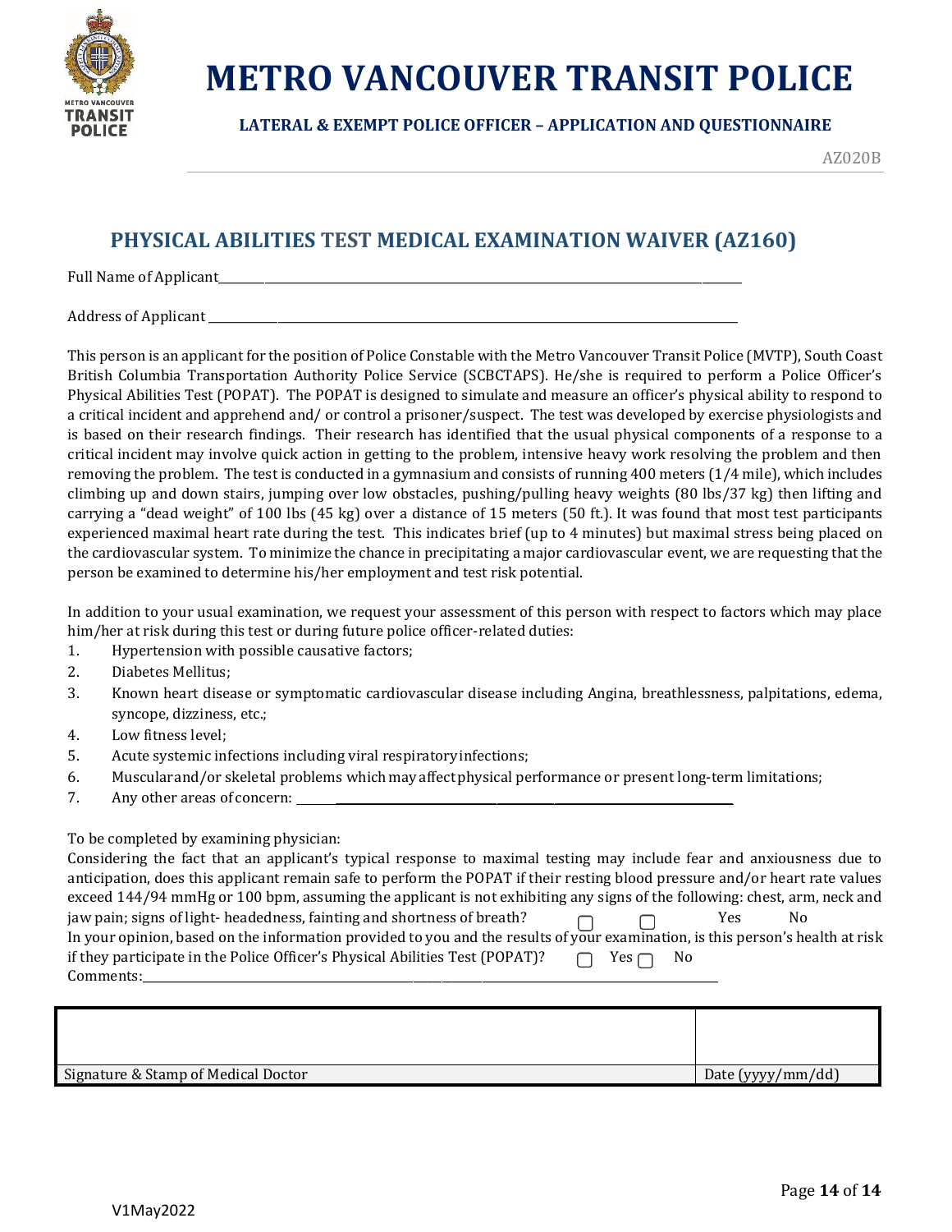# METRO VANCOUVER TRANSIT POLICE

**LATERAL & EXEMPT POLICE OFFICER – APPLICATION AND QUESTIONNAIRE**

AZ020B

## PHYSICAL ABILITIES TEST MEDICAL EXAMINATION WAIVER (AZ160)

Full Name of Applicant\_\_\_\_\_\_\_\_\_\_\_\_\_\_\_\_\_\_\_\_\_\_\_\_\_\_\_\_\_\_\_\_\_\_\_\_\_\_\_\_\_\_\_\_\_\_\_\_\_\_\_\_\_\_\_\_\_\_\_\_\_\_\_\_

Address of Applicant \_\_\_\_\_\_\_\_\_\_\_\_\_\_\_\_\_\_\_\_\_\_\_\_\_\_\_\_\_\_\_\_\_\_\_\_\_\_\_\_\_\_\_\_\_\_\_\_\_\_\_\_\_\_\_\_\_\_\_\_\_\_\_\_

This person is an applicant for the position of Police Constable with the Metro Vancouver Transit Police (MVTP), South Coast British Columbia Transportation Authority Police Service (SCBCTAPS). He/she is required to perform a Police Officer's Physical Abilities Test (POPAT). The POPAT is designed to simulate and measure an officer's physical ability to respond to a critical incident and apprehend and/ or control a prisoner/suspect. The test was developed by exercise physiologists and is based on their research findings. Their research has identified that the usual physical components of a response to a critical incident may involve quick action in getting to the problem, intensive heavy work resolving the problem and then removing the problem. The test is conducted in a gymnasium and consists of running 400 meters (1/4 mile), which includes climbing up and down stairs, jumping over low obstacles, pushing/pulling heavy weights (80 lbs/37 kg) then lifting and carrying a "dead weight" of 100 lbs (45 kg) over a distance of 15 meters (50 ft.). It was found that most test participants experienced maximal heart rate during the test. This indicates brief (up to 4 minutes) but maximal stress being placed on the cardiovascular system. To minimize the chance in precipitating a major cardiovascular event, we are requesting that the person be examined to determine his/her employment and test risk potential.

In addition to your usual examination, we request your assessment of this person with respect to factors which may place him/her at risk during this test or during future police officer-related duties:

1. Hypertension with possible causative factors;
2. Diabetes Mellitus;
3. Known heart disease or symptomatic cardiovascular disease including Angina, breathlessness, palpitations, edema, syncope, dizziness, etc.;
4. Low fitness level;
5. Acute systemic infections including viral respiratory infections;
6. Muscular and/or skeletal problems which may affect physical performance or present long-term limitations;
7. Any other areas of concern: \_\_\_\_\_\_\_\_\_\_\_\_\_\_\_\_\_\_\_\_\_\_\_\_\_\_\_\_\_\_\_\_\_\_\_\_\_\_\_\_\_\_\_\_

To be completed by examining physician:

Considering the fact that an applicant's typical response to maximal testing may include fear and anxiousness due to anticipation, does this applicant remain safe to perform the POPAT if their resting blood pressure and/or heart rate values exceed 144/94 mmHg or 100 bpm, assuming the applicant is not exhibiting any signs of the following: chest, arm, neck and jaw pain; signs of light- headedness, fainting and shortness of breath? ☐ Yes ☐ No

In your opinion, based on the information provided to you and the results of your examination, is this person's health at risk if they participate in the Police Officer's Physical Abilities Test (POPAT)? ☐ Yes ☐ No

Comments:\_\_\_\_\_\_\_\_\_\_\_\_\_\_\_\_\_\_\_\_\_\_\_\_\_\_\_\_\_\_\_\_\_\_\_\_\_\_\_\_\_\_\_\_\_\_\_\_\_\_\_\_\_\_\_\_\_\_\_\_\_\_\_\_

| | |
|---|---|
| | |
| Signature & Stamp of Medical Doctor | Date (yyyy/mm/dd) |

V1May2022